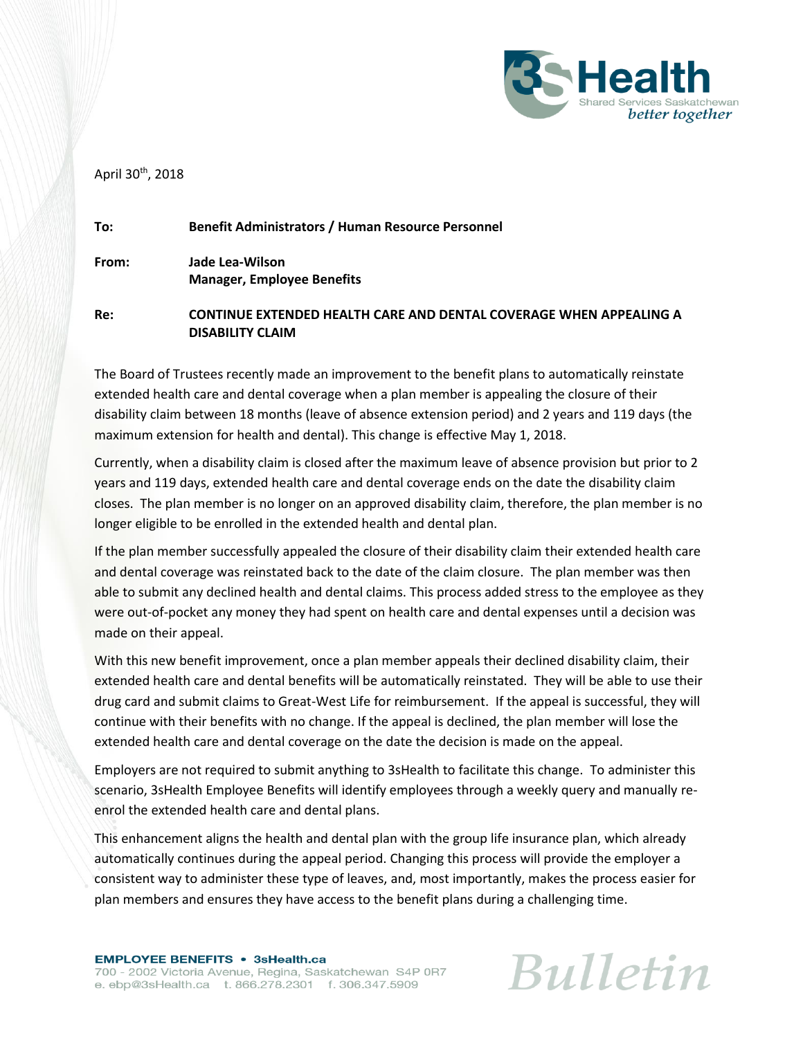April 30th, 2018

**To:** Benefit Administrators / Human Resource Personnel

**From:** Jade Lea-Wilson
Manager, Employee Benefits

**Re:** CONTINUE EXTENDED HEALTH CARE AND DENTAL COVERAGE WHEN APPEALING A DISABILITY CLAIM

The Board of Trustees recently made an improvement to the benefit plans to automatically reinstate extended health care and dental coverage when a plan member is appealing the closure of their disability claim between 18 months (leave of absence extension period) and 2 years and 119 days (the maximum extension for health and dental). This change is effective May 1, 2018.

Currently, when a disability claim is closed after the maximum leave of absence provision but prior to 2 years and 119 days, extended health care and dental coverage ends on the date the disability claim closes. The plan member is no longer on an approved disability claim, therefore, the plan member is no longer eligible to be enrolled in the extended health and dental plan.

If the plan member successfully appealed the closure of their disability claim their extended health care and dental coverage was reinstated back to the date of the claim closure. The plan member was then able to submit any declined health and dental claims. This process added stress to the employee as they were out-of-pocket any money they had spent on health care and dental expenses until a decision was made on their appeal.

With this new benefit improvement, once a plan member appeals their declined disability claim, their extended health care and dental benefits will be automatically reinstated. They will be able to use their drug card and submit claims to Great-West Life for reimbursement. If the appeal is successful, they will continue with their benefits with no change. If the appeal is declined, the plan member will lose the extended health care and dental coverage on the date the decision is made on the appeal.

Employers are not required to submit anything to 3sHealth to facilitate this change. To administer this scenario, 3sHealth Employee Benefits will identify employees through a weekly query and manually re-enrol the extended health care and dental plans.

This enhancement aligns the health and dental plan with the group life insurance plan, which already automatically continues during the appeal period. Changing this process will provide the employer a consistent way to administer these type of leaves, and, most importantly, makes the process easier for plan members and ensures they have access to the benefit plans during a challenging time.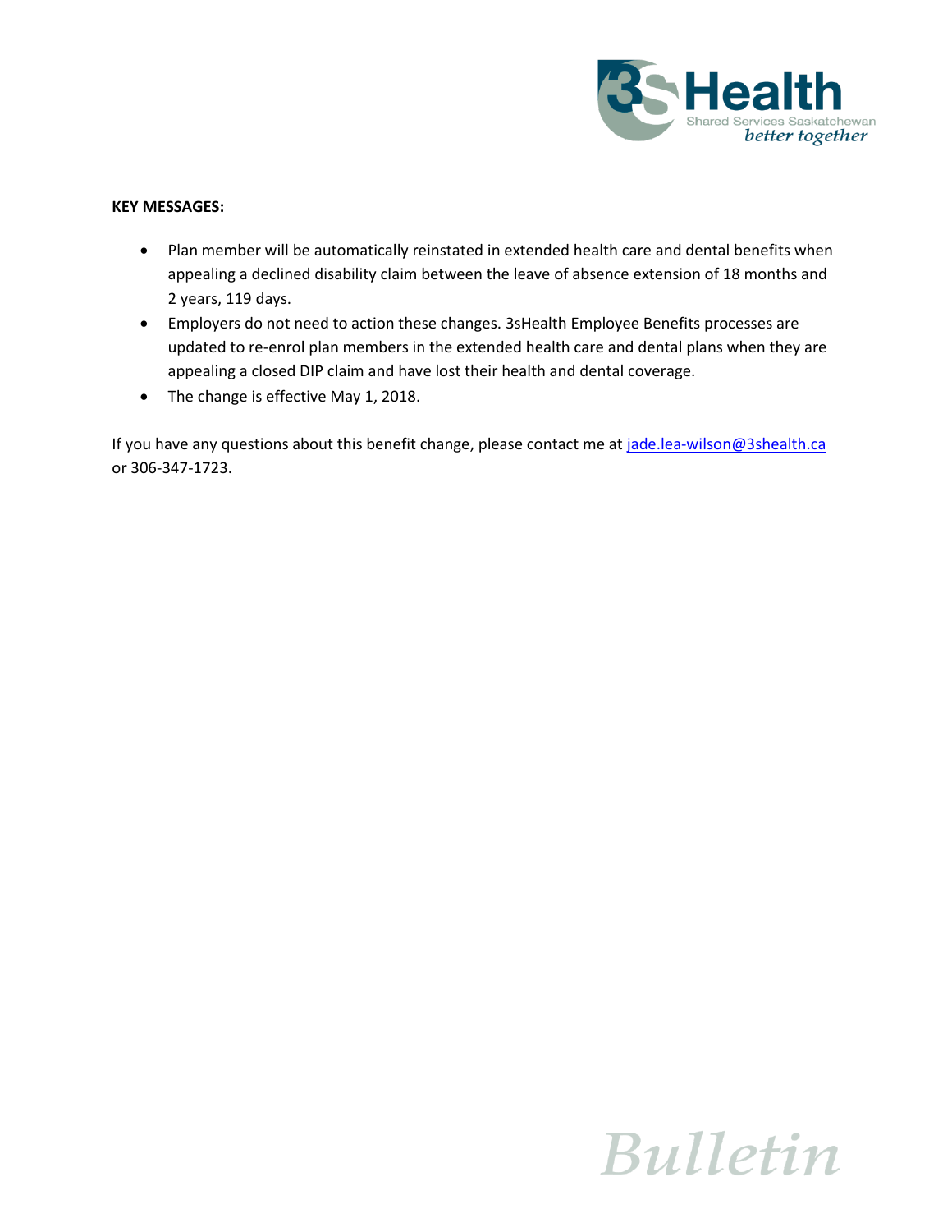**KEY MESSAGES:**

- Plan member will be automatically reinstated in extended health care and dental benefits when appealing a declined disability claim between the leave of absence extension of 18 months and 2 years, 119 days.
- Employers do not need to action these changes. 3sHealth Employee Benefits processes are updated to re-enrol plan members in the extended health care and dental plans when they are appealing a closed DIP claim and have lost their health and dental coverage.
- The change is effective May 1, 2018.

If you have any questions about this benefit change, please contact me at jade.lea-wilson@3shealth.ca or 306-347-1723.